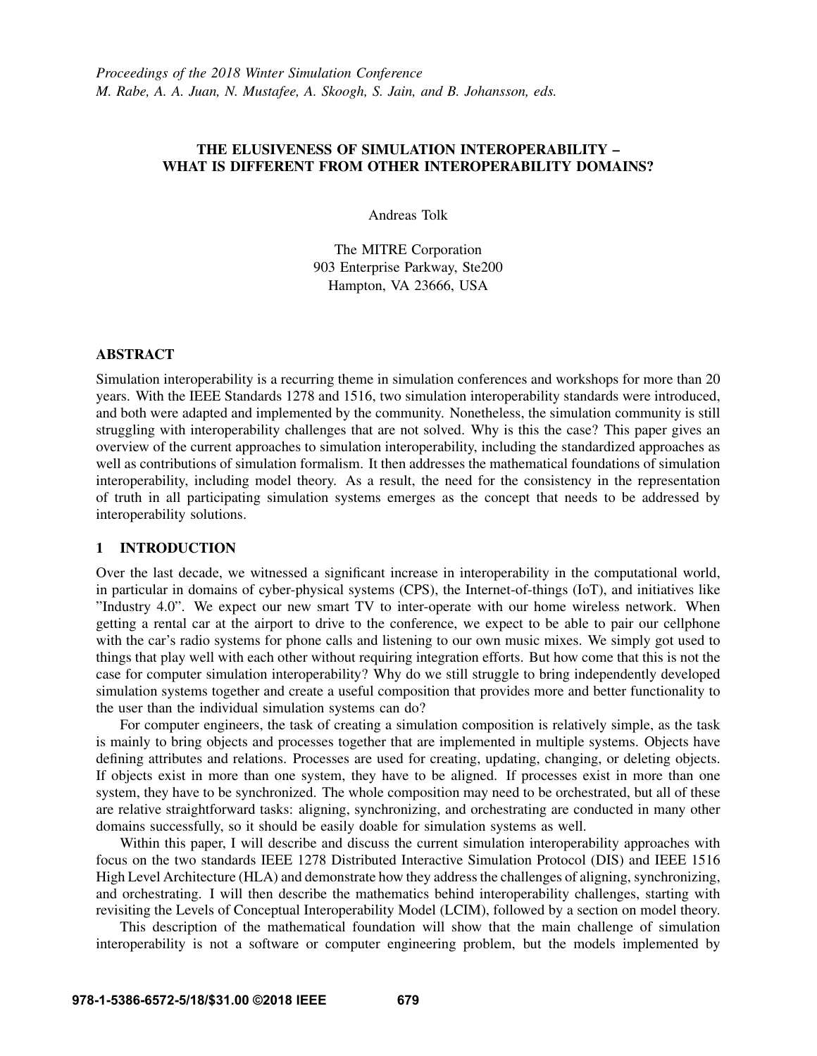*Proceedings of the 2018 Winter Simulation Conference*
*M. Rabe, A. A. Juan, N. Mustafee, A. Skoogh, S. Jain, and B. Johansson, eds.*

# THE ELUSIVENESS OF SIMULATION INTEROPERABILITY – WHAT IS DIFFERENT FROM OTHER INTEROPERABILITY DOMAINS?

Andreas Tolk

The MITRE Corporation
903 Enterprise Parkway, Ste200
Hampton, VA 23666, USA

## ABSTRACT

Simulation interoperability is a recurring theme in simulation conferences and workshops for more than 20 years. With the IEEE Standards 1278 and 1516, two simulation interoperability standards were introduced, and both were adapted and implemented by the community. Nonetheless, the simulation community is still struggling with interoperability challenges that are not solved. Why is this the case? This paper gives an overview of the current approaches to simulation interoperability, including the standardized approaches as well as contributions of simulation formalism. It then addresses the mathematical foundations of simulation interoperability, including model theory. As a result, the need for the consistency in the representation of truth in all participating simulation systems emerges as the concept that needs to be addressed by interoperability solutions.

## 1 INTRODUCTION

Over the last decade, we witnessed a significant increase in interoperability in the computational world, in particular in domains of cyber-physical systems (CPS), the Internet-of-things (IoT), and initiatives like "Industry 4.0". We expect our new smart TV to inter-operate with our home wireless network. When getting a rental car at the airport to drive to the conference, we expect to be able to pair our cellphone with the car's radio systems for phone calls and listening to our own music mixes. We simply got used to things that play well with each other without requiring integration efforts. But how come that this is not the case for computer simulation interoperability? Why do we still struggle to bring independently developed simulation systems together and create a useful composition that provides more and better functionality to the user than the individual simulation systems can do?

For computer engineers, the task of creating a simulation composition is relatively simple, as the task is mainly to bring objects and processes together that are implemented in multiple systems. Objects have defining attributes and relations. Processes are used for creating, updating, changing, or deleting objects. If objects exist in more than one system, they have to be aligned. If processes exist in more than one system, they have to be synchronized. The whole composition may need to be orchestrated, but all of these are relative straightforward tasks: aligning, synchronizing, and orchestrating are conducted in many other domains successfully, so it should be easily doable for simulation systems as well.

Within this paper, I will describe and discuss the current simulation interoperability approaches with focus on the two standards IEEE 1278 Distributed Interactive Simulation Protocol (DIS) and IEEE 1516 High Level Architecture (HLA) and demonstrate how they address the challenges of aligning, synchronizing, and orchestrating. I will then describe the mathematics behind interoperability challenges, starting with revisiting the Levels of Conceptual Interoperability Model (LCIM), followed by a section on model theory.

This description of the mathematical foundation will show that the main challenge of simulation interoperability is not a software or computer engineering problem, but the models implemented by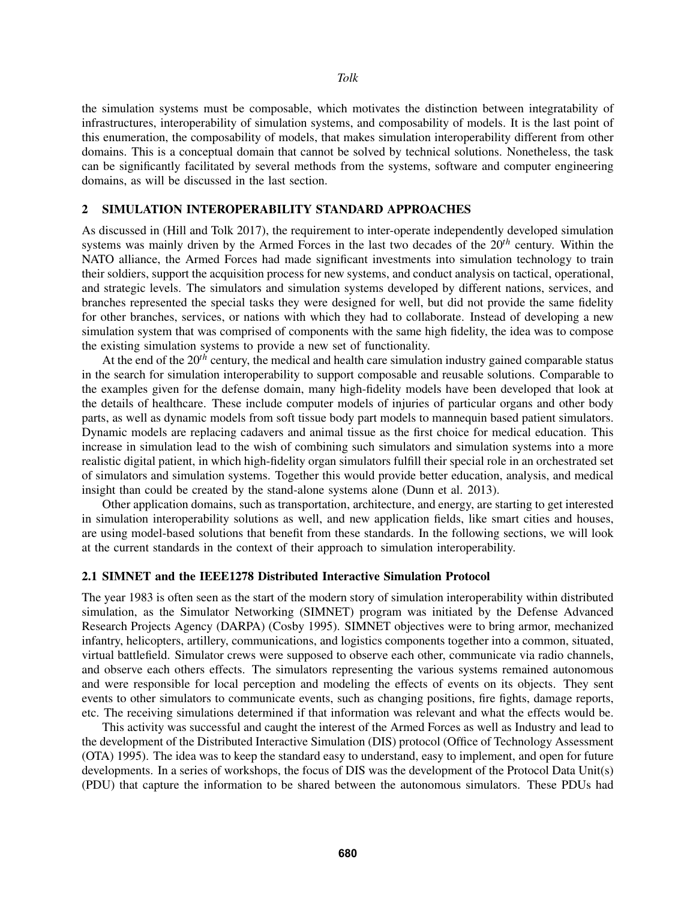the simulation systems must be composable, which motivates the distinction between integratability of infrastructures, interoperability of simulation systems, and composability of models. It is the last point of this enumeration, the composability of models, that makes simulation interoperability different from other domains. This is a conceptual domain that cannot be solved by technical solutions. Nonetheless, the task can be significantly facilitated by several methods from the systems, software and computer engineering domains, as will be discussed in the last section.

## 2 SIMULATION INTEROPERABILITY STANDARD APPROACHES

As discussed in (Hill and Tolk 2017), the requirement to inter-operate independently developed simulation systems was mainly driven by the Armed Forces in the last two decades of the $20^{th}$ century. Within the NATO alliance, the Armed Forces had made significant investments into simulation technology to train their soldiers, support the acquisition process for new systems, and conduct analysis on tactical, operational, and strategic levels. The simulators and simulation systems developed by different nations, services, and branches represented the special tasks they were designed for well, but did not provide the same fidelity for other branches, services, or nations with which they had to collaborate. Instead of developing a new simulation system that was comprised of components with the same high fidelity, the idea was to compose the existing simulation systems to provide a new set of functionality.

At the end of the $20^{th}$ century, the medical and health care simulation industry gained comparable status in the search for simulation interoperability to support composable and reusable solutions. Comparable to the examples given for the defense domain, many high-fidelity models have been developed that look at the details of healthcare. These include computer models of injuries of particular organs and other body parts, as well as dynamic models from soft tissue body part models to mannequin based patient simulators. Dynamic models are replacing cadavers and animal tissue as the first choice for medical education. This increase in simulation lead to the wish of combining such simulators and simulation systems into a more realistic digital patient, in which high-fidelity organ simulators fulfill their special role in an orchestrated set of simulators and simulation systems. Together this would provide better education, analysis, and medical insight than could be created by the stand-alone systems alone (Dunn et al. 2013).

Other application domains, such as transportation, architecture, and energy, are starting to get interested in simulation interoperability solutions as well, and new application fields, like smart cities and houses, are using model-based solutions that benefit from these standards. In the following sections, we will look at the current standards in the context of their approach to simulation interoperability.

### 2.1 SIMNET and the IEEE1278 Distributed Interactive Simulation Protocol

The year 1983 is often seen as the start of the modern story of simulation interoperability within distributed simulation, as the Simulator Networking (SIMNET) program was initiated by the Defense Advanced Research Projects Agency (DARPA) (Cosby 1995). SIMNET objectives were to bring armor, mechanized infantry, helicopters, artillery, communications, and logistics components together into a common, situated, virtual battlefield. Simulator crews were supposed to observe each other, communicate via radio channels, and observe each others effects. The simulators representing the various systems remained autonomous and were responsible for local perception and modeling the effects of events on its objects. They sent events to other simulators to communicate events, such as changing positions, fire fights, damage reports, etc. The receiving simulations determined if that information was relevant and what the effects would be.

This activity was successful and caught the interest of the Armed Forces as well as Industry and lead to the development of the Distributed Interactive Simulation (DIS) protocol (Office of Technology Assessment (OTA) 1995). The idea was to keep the standard easy to understand, easy to implement, and open for future developments. In a series of workshops, the focus of DIS was the development of the Protocol Data Unit(s) (PDU) that capture the information to be shared between the autonomous simulators. These PDUs had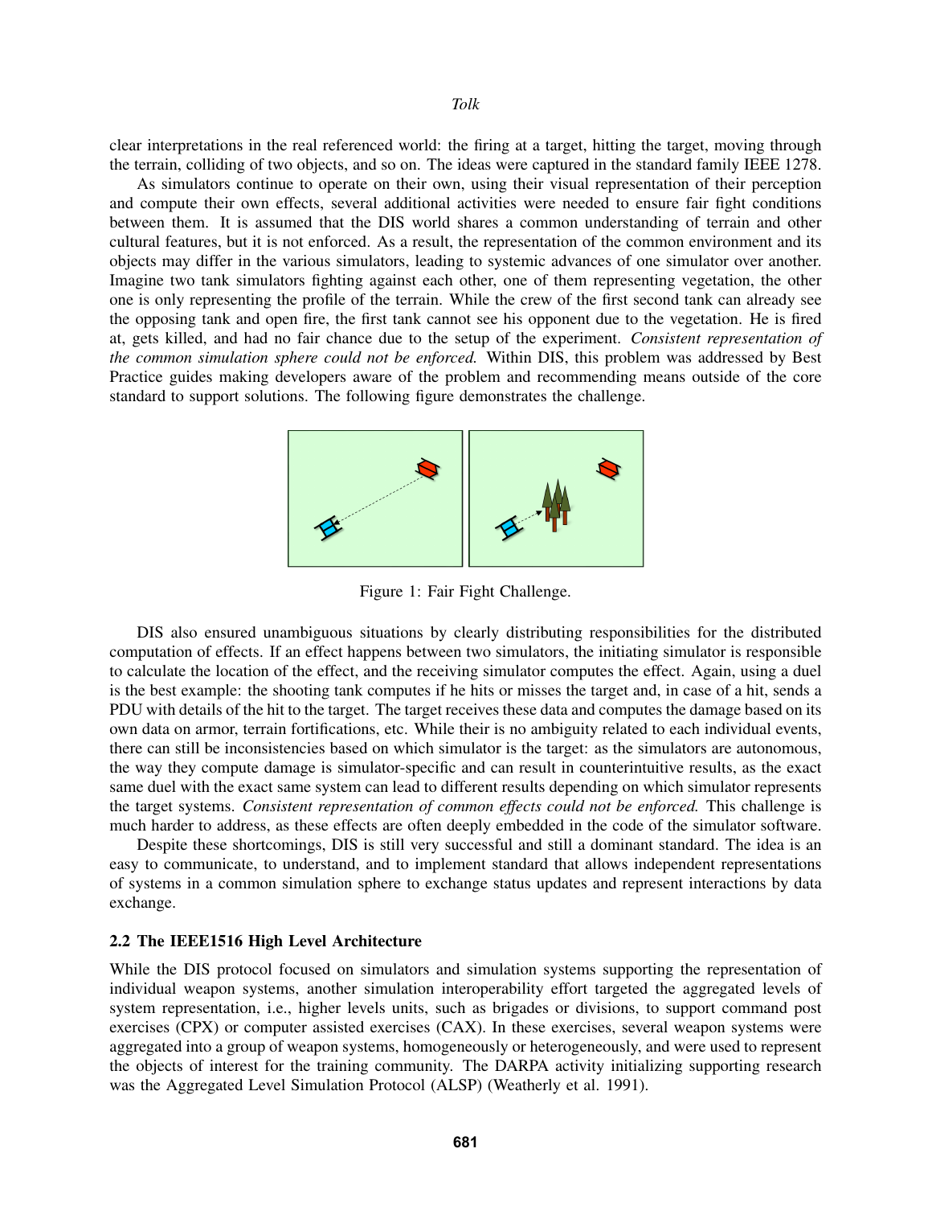clear interpretations in the real referenced world: the firing at a target, hitting the target, moving through the terrain, colliding of two objects, and so on. The ideas were captured in the standard family IEEE 1278.

As simulators continue to operate on their own, using their visual representation of their perception and compute their own effects, several additional activities were needed to ensure fair fight conditions between them. It is assumed that the DIS world shares a common understanding of terrain and other cultural features, but it is not enforced. As a result, the representation of the common environment and its objects may differ in the various simulators, leading to systemic advances of one simulator over another. Imagine two tank simulators fighting against each other, one of them representing vegetation, the other one is only representing the profile of the terrain. While the crew of the first second tank can already see the opposing tank and open fire, the first tank cannot see his opponent due to the vegetation. He is fired at, gets killed, and had no fair chance due to the setup of the experiment. *Consistent representation of the common simulation sphere could not be enforced.* Within DIS, this problem was addressed by Best Practice guides making developers aware of the problem and recommending means outside of the core standard to support solutions. The following figure demonstrates the challenge.

Figure 1: Fair Fight Challenge.

DIS also ensured unambiguous situations by clearly distributing responsibilities for the distributed computation of effects. If an effect happens between two simulators, the initiating simulator is responsible to calculate the location of the effect, and the receiving simulator computes the effect. Again, using a duel is the best example: the shooting tank computes if he hits or misses the target and, in case of a hit, sends a PDU with details of the hit to the target. The target receives these data and computes the damage based on its own data on armor, terrain fortifications, etc. While their is no ambiguity related to each individual events, there can still be inconsistencies based on which simulator is the target: as the simulators are autonomous, the way they compute damage is simulator-specific and can result in counterintuitive results, as the exact same duel with the exact same system can lead to different results depending on which simulator represents the target systems. *Consistent representation of common effects could not be enforced.* This challenge is much harder to address, as these effects are often deeply embedded in the code of the simulator software.

Despite these shortcomings, DIS is still very successful and still a dominant standard. The idea is an easy to communicate, to understand, and to implement standard that allows independent representations of systems in a common simulation sphere to exchange status updates and represent interactions by data exchange.

### 2.2 The IEEE1516 High Level Architecture

While the DIS protocol focused on simulators and simulation systems supporting the representation of individual weapon systems, another simulation interoperability effort targeted the aggregated levels of system representation, i.e., higher levels units, such as brigades or divisions, to support command post exercises (CPX) or computer assisted exercises (CAX). In these exercises, several weapon systems were aggregated into a group of weapon systems, homogeneously or heterogeneously, and were used to represent the objects of interest for the training community. The DARPA activity initializing supporting research was the Aggregated Level Simulation Protocol (ALSP) (Weatherly et al. 1991).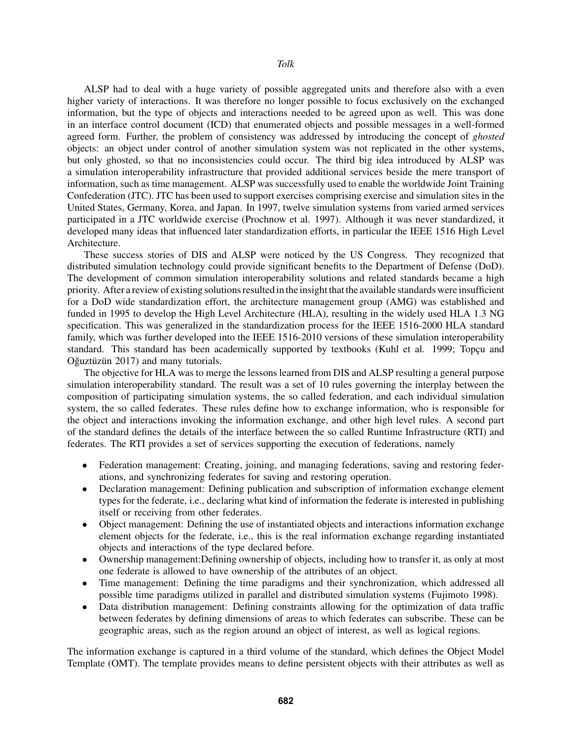ALSP had to deal with a huge variety of possible aggregated units and therefore also with a even higher variety of interactions. It was therefore no longer possible to focus exclusively on the exchanged information, but the type of objects and interactions needed to be agreed upon as well. This was done in an interface control document (ICD) that enumerated objects and possible messages in a well-formed agreed form. Further, the problem of consistency was addressed by introducing the concept of *ghosted* objects: an object under control of another simulation system was not replicated in the other systems, but only ghosted, so that no inconsistencies could occur. The third big idea introduced by ALSP was a simulation interoperability infrastructure that provided additional services beside the mere transport of information, such as time management. ALSP was successfully used to enable the worldwide Joint Training Confederation (JTC). JTC has been used to support exercises comprising exercise and simulation sites in the United States, Germany, Korea, and Japan. In 1997, twelve simulation systems from varied armed services participated in a JTC worldwide exercise (Prochnow et al. 1997). Although it was never standardized, it developed many ideas that influenced later standardization efforts, in particular the IEEE 1516 High Level Architecture.

These success stories of DIS and ALSP were noticed by the US Congress. They recognized that distributed simulation technology could provide significant benefits to the Department of Defense (DoD). The development of common simulation interoperability solutions and related standards became a high priority. After a review of existing solutions resulted in the insight that the available standards were insufficient for a DoD wide standardization effort, the architecture management group (AMG) was established and funded in 1995 to develop the High Level Architecture (HLA), resulting in the widely used HLA 1.3 NG specification. This was generalized in the standardization process for the IEEE 1516-2000 HLA standard family, which was further developed into the IEEE 1516-2010 versions of these simulation interoperability standard. This standard has been academically supported by textbooks (Kuhl et al. 1999; Topçu and Oğuztüzün 2017) and many tutorials.

The objective for HLA was to merge the lessons learned from DIS and ALSP resulting a general purpose simulation interoperability standard. The result was a set of 10 rules governing the interplay between the composition of participating simulation systems, the so called federation, and each individual simulation system, the so called federates. These rules define how to exchange information, who is responsible for the object and interactions invoking the information exchange, and other high level rules. A second part of the standard defines the details of the interface between the so called Runtime Infrastructure (RTI) and federates. The RTI provides a set of services supporting the execution of federations, namely

- Federation management: Creating, joining, and managing federations, saving and restoring federations, and synchronizing federates for saving and restoring operation.
- Declaration management: Defining publication and subscription of information exchange element types for the federate, i.e., declaring what kind of information the federate is interested in publishing itself or receiving from other federates.
- Object management: Defining the use of instantiated objects and interactions information exchange element objects for the federate, i.e., this is the real information exchange regarding instantiated objects and interactions of the type declared before.
- Ownership management:Defining ownership of objects, including how to transfer it, as only at most one federate is allowed to have ownership of the attributes of an object.
- Time management: Defining the time paradigms and their synchronization, which addressed all possible time paradigms utilized in parallel and distributed simulation systems (Fujimoto 1998).
- Data distribution management: Defining constraints allowing for the optimization of data traffic between federates by defining dimensions of areas to which federates can subscribe. These can be geographic areas, such as the region around an object of interest, as well as logical regions.

The information exchange is captured in a third volume of the standard, which defines the Object Model Template (OMT). The template provides means to define persistent objects with their attributes as well as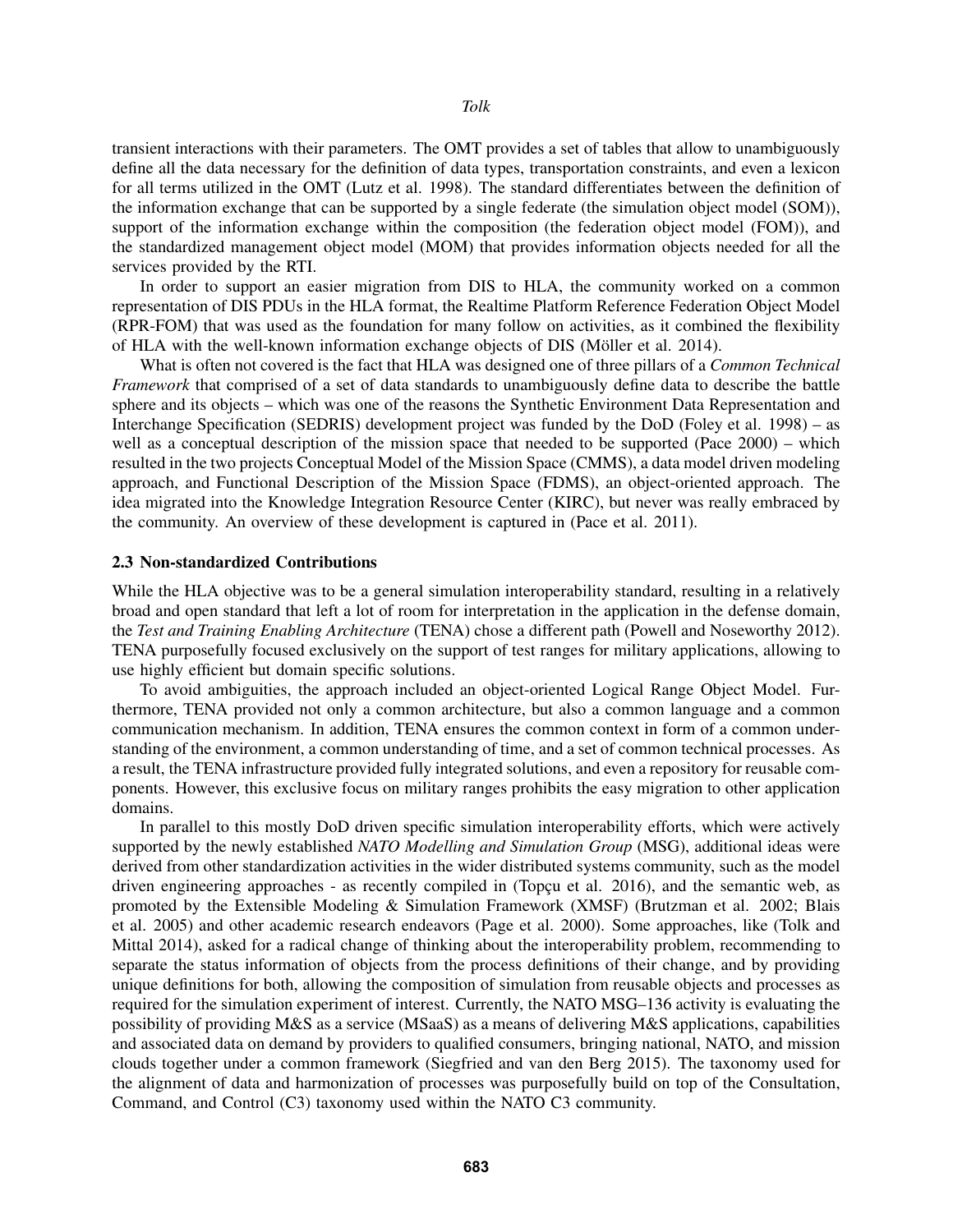transient interactions with their parameters. The OMT provides a set of tables that allow to unambiguously define all the data necessary for the definition of data types, transportation constraints, and even a lexicon for all terms utilized in the OMT (Lutz et al. 1998). The standard differentiates between the definition of the information exchange that can be supported by a single federate (the simulation object model (SOM)), support of the information exchange within the composition (the federation object model (FOM)), and the standardized management object model (MOM) that provides information objects needed for all the services provided by the RTI.

In order to support an easier migration from DIS to HLA, the community worked on a common representation of DIS PDUs in the HLA format, the Realtime Platform Reference Federation Object Model (RPR-FOM) that was used as the foundation for many follow on activities, as it combined the flexibility of HLA with the well-known information exchange objects of DIS (Möller et al. 2014).

What is often not covered is the fact that HLA was designed one of three pillars of a *Common Technical Framework* that comprised of a set of data standards to unambiguously define data to describe the battle sphere and its objects – which was one of the reasons the Synthetic Environment Data Representation and Interchange Specification (SEDRIS) development project was funded by the DoD (Foley et al. 1998) – as well as a conceptual description of the mission space that needed to be supported (Pace 2000) – which resulted in the two projects Conceptual Model of the Mission Space (CMMS), a data model driven modeling approach, and Functional Description of the Mission Space (FDMS), an object-oriented approach. The idea migrated into the Knowledge Integration Resource Center (KIRC), but never was really embraced by the community. An overview of these development is captured in (Pace et al. 2011).

### 2.3 Non-standardized Contributions

While the HLA objective was to be a general simulation interoperability standard, resulting in a relatively broad and open standard that left a lot of room for interpretation in the application in the defense domain, the *Test and Training Enabling Architecture* (TENA) chose a different path (Powell and Noseworthy 2012). TENA purposefully focused exclusively on the support of test ranges for military applications, allowing to use highly efficient but domain specific solutions.

To avoid ambiguities, the approach included an object-oriented Logical Range Object Model. Furthermore, TENA provided not only a common architecture, but also a common language and a common communication mechanism. In addition, TENA ensures the common context in form of a common understanding of the environment, a common understanding of time, and a set of common technical processes. As a result, the TENA infrastructure provided fully integrated solutions, and even a repository for reusable components. However, this exclusive focus on military ranges prohibits the easy migration to other application domains.

In parallel to this mostly DoD driven specific simulation interoperability efforts, which were actively supported by the newly established *NATO Modelling and Simulation Group* (MSG), additional ideas were derived from other standardization activities in the wider distributed systems community, such as the model driven engineering approaches - as recently compiled in (Topçu et al. 2016), and the semantic web, as promoted by the Extensible Modeling & Simulation Framework (XMSF) (Brutzman et al. 2002; Blais et al. 2005) and other academic research endeavors (Page et al. 2000). Some approaches, like (Tolk and Mittal 2014), asked for a radical change of thinking about the interoperability problem, recommending to separate the status information of objects from the process definitions of their change, and by providing unique definitions for both, allowing the composition of simulation from reusable objects and processes as required for the simulation experiment of interest. Currently, the NATO MSG–136 activity is evaluating the possibility of providing M&S as a service (MSaaS) as a means of delivering M&S applications, capabilities and associated data on demand by providers to qualified consumers, bringing national, NATO, and mission clouds together under a common framework (Siegfried and van den Berg 2015). The taxonomy used for the alignment of data and harmonization of processes was purposefully build on top of the Consultation, Command, and Control (C3) taxonomy used within the NATO C3 community.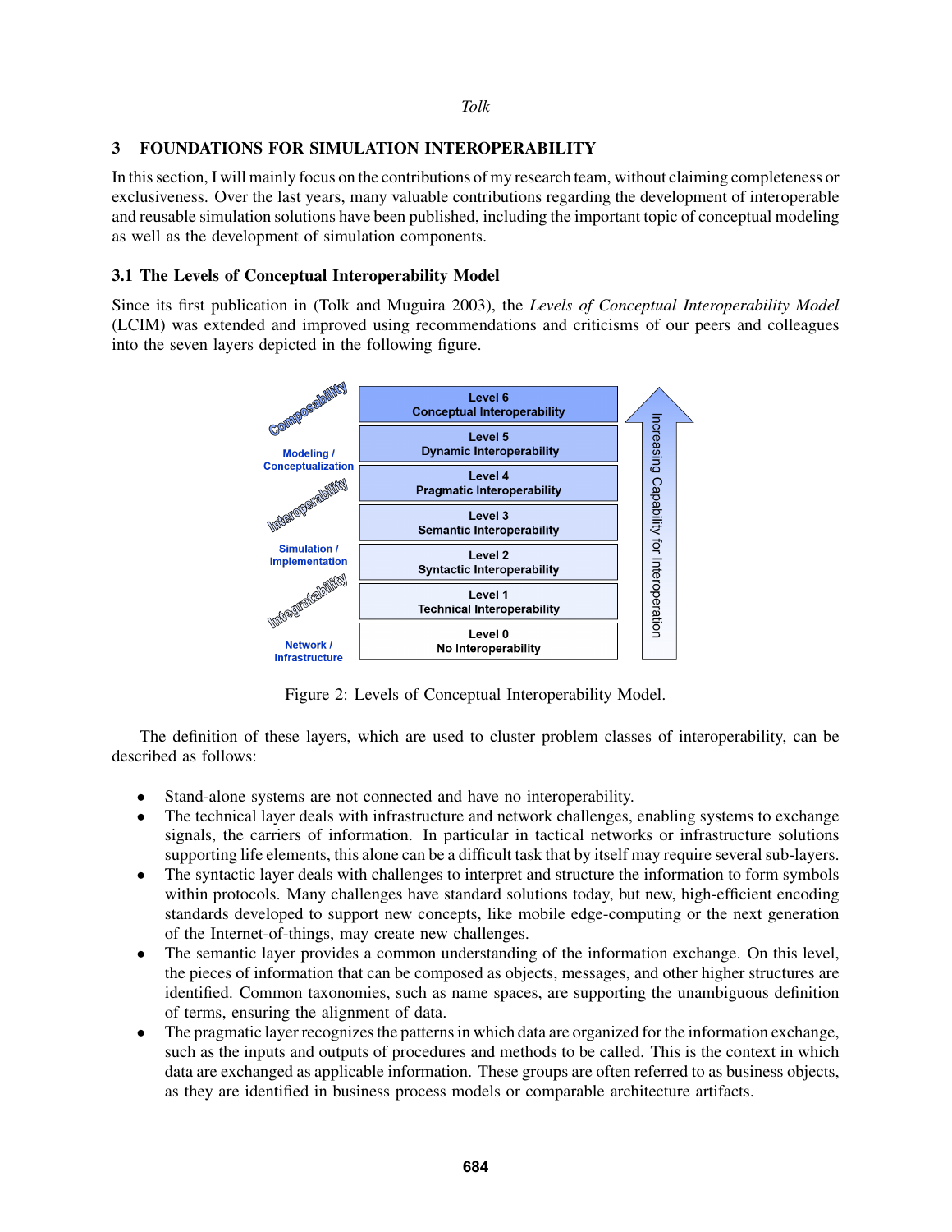## 3 FOUNDATIONS FOR SIMULATION INTEROPERABILITY

In this section, I will mainly focus on the contributions of my research team, without claiming completeness or exclusiveness. Over the last years, many valuable contributions regarding the development of interoperable and reusable simulation solutions have been published, including the important topic of conceptual modeling as well as the development of simulation components.

### 3.1 The Levels of Conceptual Interoperability Model

Since its first publication in (Tolk and Muguira 2003), the *Levels of Conceptual Interoperability Model* (LCIM) was extended and improved using recommendations and criticisms of our peers and colleagues into the seven layers depicted in the following figure.

Figure 2: Levels of Conceptual Interoperability Model.

The definition of these layers, which are used to cluster problem classes of interoperability, can be described as follows:

- Stand-alone systems are not connected and have no interoperability.
- The technical layer deals with infrastructure and network challenges, enabling systems to exchange signals, the carriers of information. In particular in tactical networks or infrastructure solutions supporting life elements, this alone can be a difficult task that by itself may require several sub-layers.
- The syntactic layer deals with challenges to interpret and structure the information to form symbols within protocols. Many challenges have standard solutions today, but new, high-efficient encoding standards developed to support new concepts, like mobile edge-computing or the next generation of the Internet-of-things, may create new challenges.
- The semantic layer provides a common understanding of the information exchange. On this level, the pieces of information that can be composed as objects, messages, and other higher structures are identified. Common taxonomies, such as name spaces, are supporting the unambiguous definition of terms, ensuring the alignment of data.
- The pragmatic layer recognizes the patterns in which data are organized for the information exchange, such as the inputs and outputs of procedures and methods to be called. This is the context in which data are exchanged as applicable information. These groups are often referred to as business objects, as they are identified in business process models or comparable architecture artifacts.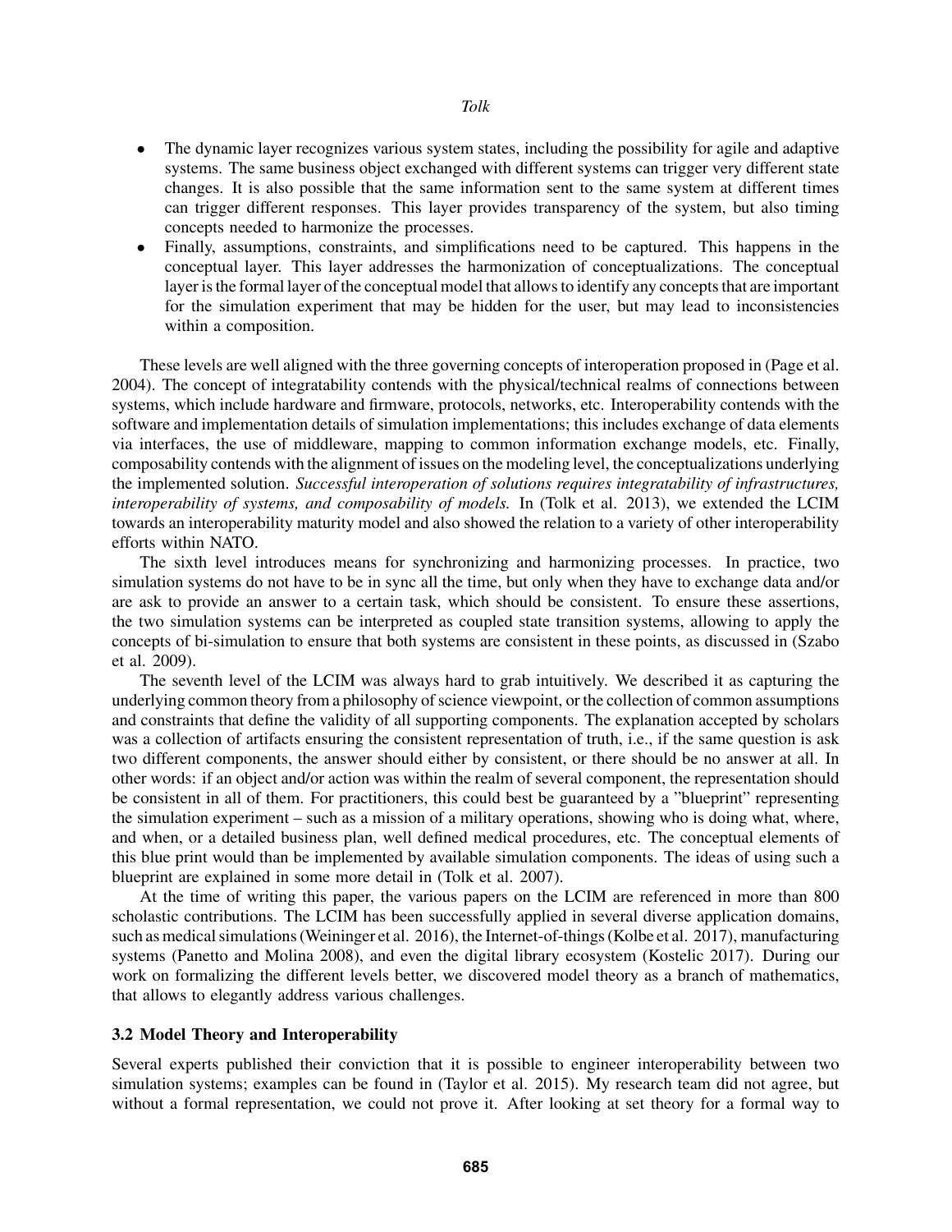- The dynamic layer recognizes various system states, including the possibility for agile and adaptive systems. The same business object exchanged with different systems can trigger very different state changes. It is also possible that the same information sent to the same system at different times can trigger different responses. This layer provides transparency of the system, but also timing concepts needed to harmonize the processes.
- Finally, assumptions, constraints, and simplifications need to be captured. This happens in the conceptual layer. This layer addresses the harmonization of conceptualizations. The conceptual layer is the formal layer of the conceptual model that allows to identify any concepts that are important for the simulation experiment that may be hidden for the user, but may lead to inconsistencies within a composition.

These levels are well aligned with the three governing concepts of interoperation proposed in (Page et al. 2004). The concept of integratability contends with the physical/technical realms of connections between systems, which include hardware and firmware, protocols, networks, etc. Interoperability contends with the software and implementation details of simulation implementations; this includes exchange of data elements via interfaces, the use of middleware, mapping to common information exchange models, etc. Finally, composability contends with the alignment of issues on the modeling level, the conceptualizations underlying the implemented solution. *Successful interoperation of solutions requires integratability of infrastructures, interoperability of systems, and composability of models.* In (Tolk et al. 2013), we extended the LCIM towards an interoperability maturity model and also showed the relation to a variety of other interoperability efforts within NATO.

The sixth level introduces means for synchronizing and harmonizing processes. In practice, two simulation systems do not have to be in sync all the time, but only when they have to exchange data and/or are ask to provide an answer to a certain task, which should be consistent. To ensure these assertions, the two simulation systems can be interpreted as coupled state transition systems, allowing to apply the concepts of bi-simulation to ensure that both systems are consistent in these points, as discussed in (Szabo et al. 2009).

The seventh level of the LCIM was always hard to grab intuitively. We described it as capturing the underlying common theory from a philosophy of science viewpoint, or the collection of common assumptions and constraints that define the validity of all supporting components. The explanation accepted by scholars was a collection of artifacts ensuring the consistent representation of truth, i.e., if the same question is ask two different components, the answer should either by consistent, or there should be no answer at all. In other words: if an object and/or action was within the realm of several component, the representation should be consistent in all of them. For practitioners, this could best be guaranteed by a "blueprint" representing the simulation experiment – such as a mission of a military operations, showing who is doing what, where, and when, or a detailed business plan, well defined medical procedures, etc. The conceptual elements of this blue print would than be implemented by available simulation components. The ideas of using such a blueprint are explained in some more detail in (Tolk et al. 2007).

At the time of writing this paper, the various papers on the LCIM are referenced in more than 800 scholastic contributions. The LCIM has been successfully applied in several diverse application domains, such as medical simulations (Weininger et al. 2016), the Internet-of-things (Kolbe et al. 2017), manufacturing systems (Panetto and Molina 2008), and even the digital library ecosystem (Kostelic 2017). During our work on formalizing the different levels better, we discovered model theory as a branch of mathematics, that allows to elegantly address various challenges.

### 3.2 Model Theory and Interoperability

Several experts published their conviction that it is possible to engineer interoperability between two simulation systems; examples can be found in (Taylor et al. 2015). My research team did not agree, but without a formal representation, we could not prove it. After looking at set theory for a formal way to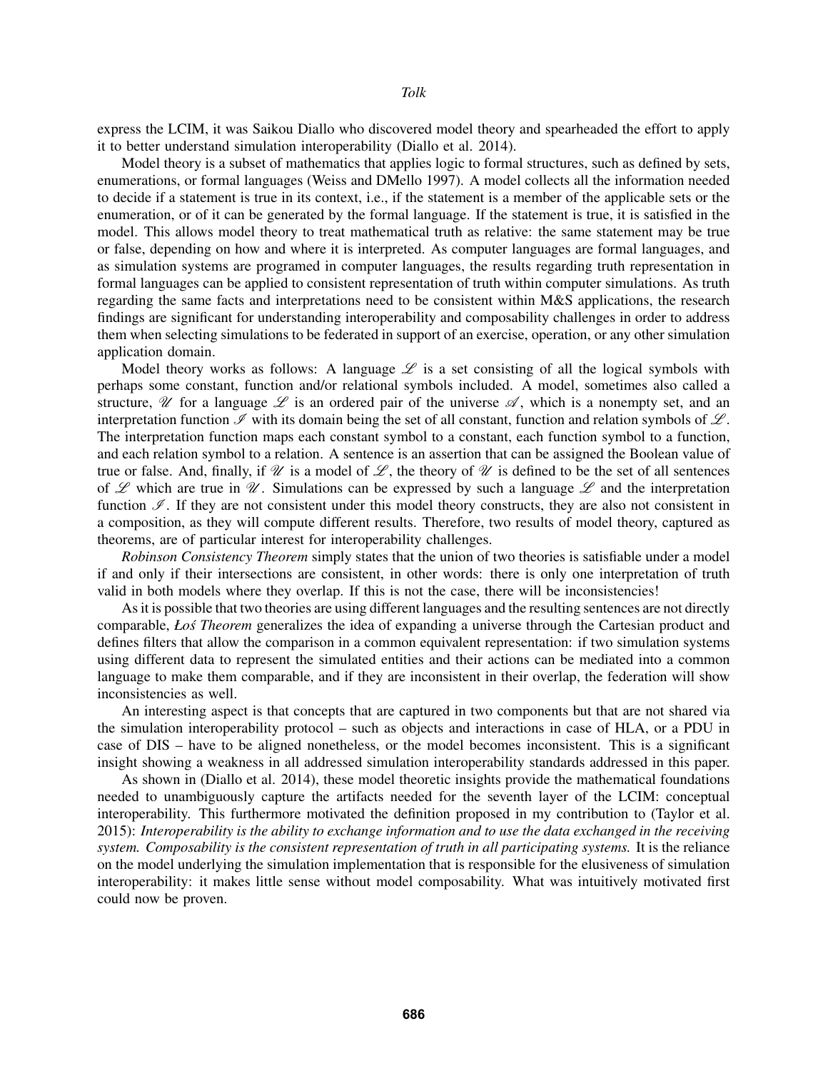express the LCIM, it was Saikou Diallo who discovered model theory and spearheaded the effort to apply it to better understand simulation interoperability (Diallo et al. 2014).

Model theory is a subset of mathematics that applies logic to formal structures, such as defined by sets, enumerations, or formal languages (Weiss and DMello 1997). A model collects all the information needed to decide if a statement is true in its context, i.e., if the statement is a member of the applicable sets or the enumeration, or of it can be generated by the formal language. If the statement is true, it is satisfied in the model. This allows model theory to treat mathematical truth as relative: the same statement may be true or false, depending on how and where it is interpreted. As computer languages are formal languages, and as simulation systems are programed in computer languages, the results regarding truth representation in formal languages can be applied to consistent representation of truth within computer simulations. As truth regarding the same facts and interpretations need to be consistent within M&S applications, the research findings are significant for understanding interoperability and composability challenges in order to address them when selecting simulations to be federated in support of an exercise, operation, or any other simulation application domain.

Model theory works as follows: A language $\mathscr{L}$ is a set consisting of all the logical symbols with perhaps some constant, function and/or relational symbols included. A model, sometimes also called a structure, $\mathscr{U}$ for a language $\mathscr{L}$ is an ordered pair of the universe $\mathscr{A}$, which is a nonempty set, and an interpretation function $\mathscr{I}$ with its domain being the set of all constant, function and relation symbols of $\mathscr{L}$. The interpretation function maps each constant symbol to a constant, each function symbol to a function, and each relation symbol to a relation. A sentence is an assertion that can be assigned the Boolean value of true or false. And, finally, if $\mathscr{U}$ is a model of $\mathscr{L}$, the theory of $\mathscr{U}$ is defined to be the set of all sentences of $\mathscr{L}$ which are true in $\mathscr{U}$. Simulations can be expressed by such a language $\mathscr{L}$ and the interpretation function $\mathscr{I}$. If they are not consistent under this model theory constructs, they are also not consistent in a composition, as they will compute different results. Therefore, two results of model theory, captured as theorems, are of particular interest for interoperability challenges.

*Robinson Consistency Theorem* simply states that the union of two theories is satisfiable under a model if and only if their intersections are consistent, in other words: there is only one interpretation of truth valid in both models where they overlap. If this is not the case, there will be inconsistencies!

As it is possible that two theories are using different languages and the resulting sentences are not directly comparable, *Łoś Theorem* generalizes the idea of expanding a universe through the Cartesian product and defines filters that allow the comparison in a common equivalent representation: if two simulation systems using different data to represent the simulated entities and their actions can be mediated into a common language to make them comparable, and if they are inconsistent in their overlap, the federation will show inconsistencies as well.

An interesting aspect is that concepts that are captured in two components but that are not shared via the simulation interoperability protocol – such as objects and interactions in case of HLA, or a PDU in case of DIS – have to be aligned nonetheless, or the model becomes inconsistent. This is a significant insight showing a weakness in all addressed simulation interoperability standards addressed in this paper.

As shown in (Diallo et al. 2014), these model theoretic insights provide the mathematical foundations needed to unambiguously capture the artifacts needed for the seventh layer of the LCIM: conceptual interoperability. This furthermore motivated the definition proposed in my contribution to (Taylor et al. 2015): *Interoperability is the ability to exchange information and to use the data exchanged in the receiving system. Composability is the consistent representation of truth in all participating systems.* It is the reliance on the model underlying the simulation implementation that is responsible for the elusiveness of simulation interoperability: it makes little sense without model composability. What was intuitively motivated first could now be proven.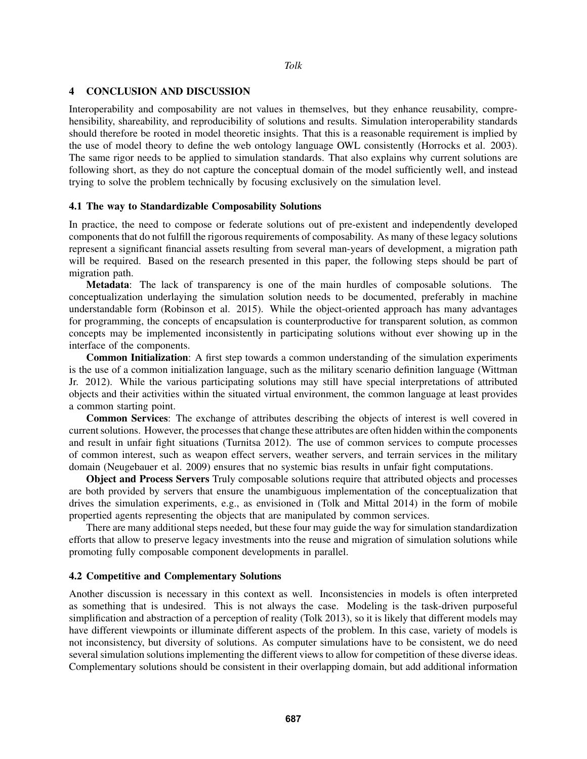## 4 CONCLUSION AND DISCUSSION

Interoperability and composability are not values in themselves, but they enhance reusability, comprehensibility, shareability, and reproducibility of solutions and results. Simulation interoperability standards should therefore be rooted in model theoretic insights. That this is a reasonable requirement is implied by the use of model theory to define the web ontology language OWL consistently (Horrocks et al. 2003). The same rigor needs to be applied to simulation standards. That also explains why current solutions are following short, as they do not capture the conceptual domain of the model sufficiently well, and instead trying to solve the problem technically by focusing exclusively on the simulation level.

### 4.1 The way to Standardizable Composability Solutions

In practice, the need to compose or federate solutions out of pre-existent and independently developed components that do not fulfill the rigorous requirements of composability. As many of these legacy solutions represent a significant financial assets resulting from several man-years of development, a migration path will be required. Based on the research presented in this paper, the following steps should be part of migration path.

**Metadata**: The lack of transparency is one of the main hurdles of composable solutions. The conceptualization underlaying the simulation solution needs to be documented, preferably in machine understandable form (Robinson et al. 2015). While the object-oriented approach has many advantages for programming, the concepts of encapsulation is counterproductive for transparent solution, as common concepts may be implemented inconsistently in participating solutions without ever showing up in the interface of the components.

**Common Initialization**: A first step towards a common understanding of the simulation experiments is the use of a common initialization language, such as the military scenario definition language (Wittman Jr. 2012). While the various participating solutions may still have special interpretations of attributed objects and their activities within the situated virtual environment, the common language at least provides a common starting point.

**Common Services**: The exchange of attributes describing the objects of interest is well covered in current solutions. However, the processes that change these attributes are often hidden within the components and result in unfair fight situations (Turnitsa 2012). The use of common services to compute processes of common interest, such as weapon effect servers, weather servers, and terrain services in the military domain (Neugebauer et al. 2009) ensures that no systemic bias results in unfair fight computations.

**Object and Process Servers** Truly composable solutions require that attributed objects and processes are both provided by servers that ensure the unambiguous implementation of the conceptualization that drives the simulation experiments, e.g., as envisioned in (Tolk and Mittal 2014) in the form of mobile propertied agents representing the objects that are manipulated by common services.

There are many additional steps needed, but these four may guide the way for simulation standardization efforts that allow to preserve legacy investments into the reuse and migration of simulation solutions while promoting fully composable component developments in parallel.

### 4.2 Competitive and Complementary Solutions

Another discussion is necessary in this context as well. Inconsistencies in models is often interpreted as something that is undesired. This is not always the case. Modeling is the task-driven purposeful simplification and abstraction of a perception of reality (Tolk 2013), so it is likely that different models may have different viewpoints or illuminate different aspects of the problem. In this case, variety of models is not inconsistency, but diversity of solutions. As computer simulations have to be consistent, we do need several simulation solutions implementing the different views to allow for competition of these diverse ideas. Complementary solutions should be consistent in their overlapping domain, but add additional information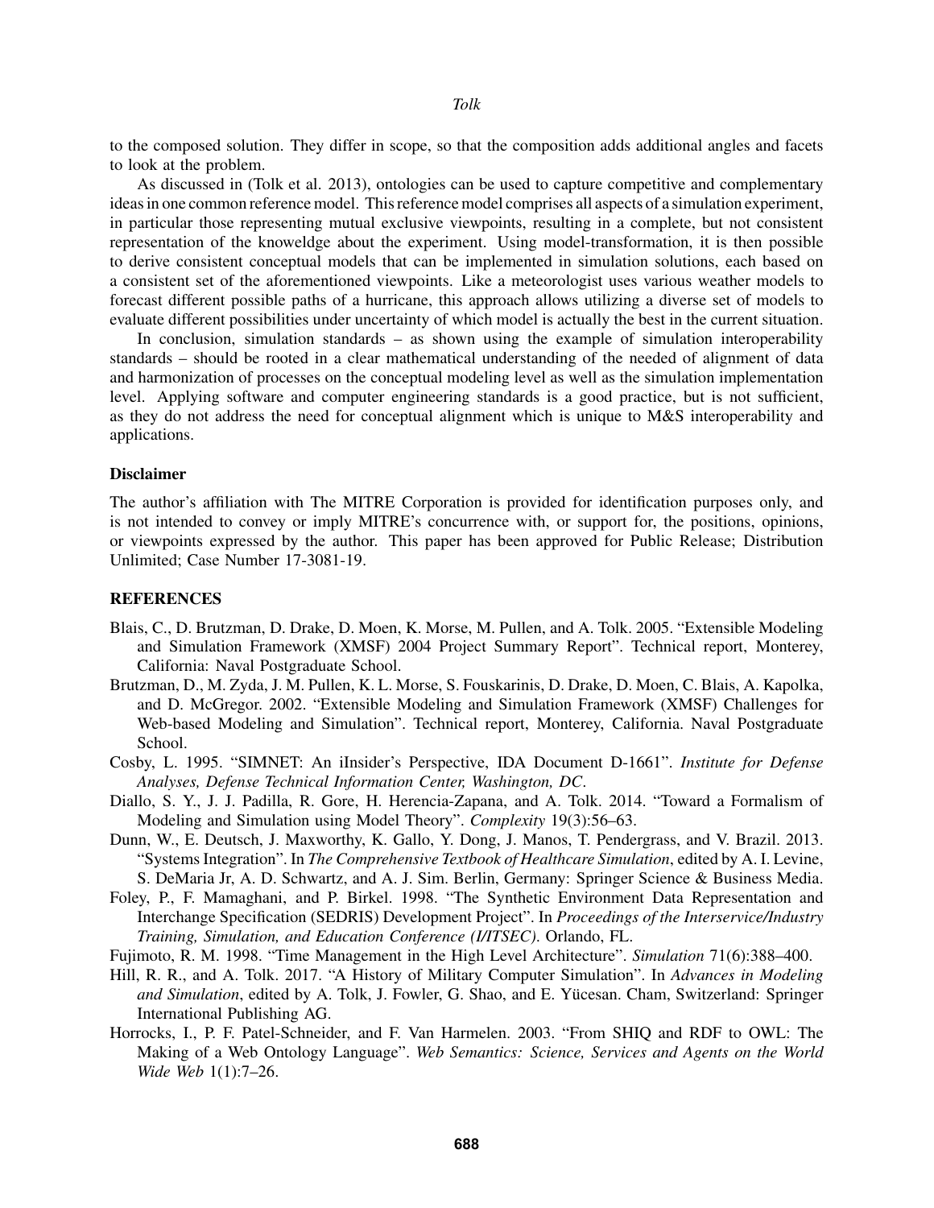to the composed solution. They differ in scope, so that the composition adds additional angles and facets to look at the problem.

As discussed in (Tolk et al. 2013), ontologies can be used to capture competitive and complementary ideas in one common reference model. This reference model comprises all aspects of a simulation experiment, in particular those representing mutual exclusive viewpoints, resulting in a complete, but not consistent representation of the knoweldge about the experiment. Using model-transformation, it is then possible to derive consistent conceptual models that can be implemented in simulation solutions, each based on a consistent set of the aforementioned viewpoints. Like a meteorologist uses various weather models to forecast different possible paths of a hurricane, this approach allows utilizing a diverse set of models to evaluate different possibilities under uncertainty of which model is actually the best in the current situation.

In conclusion, simulation standards – as shown using the example of simulation interoperability standards – should be rooted in a clear mathematical understanding of the needed of alignment of data and harmonization of processes on the conceptual modeling level as well as the simulation implementation level. Applying software and computer engineering standards is a good practice, but is not sufficient, as they do not address the need for conceptual alignment which is unique to M&S interoperability and applications.

### Disclaimer

The author's affiliation with The MITRE Corporation is provided for identification purposes only, and is not intended to convey or imply MITRE's concurrence with, or support for, the positions, opinions, or viewpoints expressed by the author. This paper has been approved for Public Release; Distribution Unlimited; Case Number 17-3081-19.

### REFERENCES

Blais, C., D. Brutzman, D. Drake, D. Moen, K. Morse, M. Pullen, and A. Tolk. 2005. "Extensible Modeling and Simulation Framework (XMSF) 2004 Project Summary Report". Technical report, Monterey, California: Naval Postgraduate School.

Brutzman, D., M. Zyda, J. M. Pullen, K. L. Morse, S. Fouskarinis, D. Drake, D. Moen, C. Blais, A. Kapolka, and D. McGregor. 2002. "Extensible Modeling and Simulation Framework (XMSF) Challenges for Web-based Modeling and Simulation". Technical report, Monterey, California. Naval Postgraduate School.

Cosby, L. 1995. "SIMNET: An iInsider's Perspective, IDA Document D-1661". *Institute for Defense Analyses, Defense Technical Information Center, Washington, DC*.

Diallo, S. Y., J. J. Padilla, R. Gore, H. Herencia-Zapana, and A. Tolk. 2014. "Toward a Formalism of Modeling and Simulation using Model Theory". *Complexity* 19(3):56–63.

Dunn, W., E. Deutsch, J. Maxworthy, K. Gallo, Y. Dong, J. Manos, T. Pendergrass, and V. Brazil. 2013. "Systems Integration". In *The Comprehensive Textbook of Healthcare Simulation*, edited by A. I. Levine, S. DeMaria Jr, A. D. Schwartz, and A. J. Sim. Berlin, Germany: Springer Science & Business Media.

Foley, P., F. Mamaghani, and P. Birkel. 1998. "The Synthetic Environment Data Representation and Interchange Specification (SEDRIS) Development Project". In *Proceedings of the Interservice/Industry Training, Simulation, and Education Conference (I/ITSEC)*. Orlando, FL.

Fujimoto, R. M. 1998. "Time Management in the High Level Architecture". *Simulation* 71(6):388–400.

Hill, R. R., and A. Tolk. 2017. "A History of Military Computer Simulation". In *Advances in Modeling and Simulation*, edited by A. Tolk, J. Fowler, G. Shao, and E. Yücesan. Cham, Switzerland: Springer International Publishing AG.

Horrocks, I., P. F. Patel-Schneider, and F. Van Harmelen. 2003. "From SHIQ and RDF to OWL: The Making of a Web Ontology Language". *Web Semantics: Science, Services and Agents on the World Wide Web* 1(1):7–26.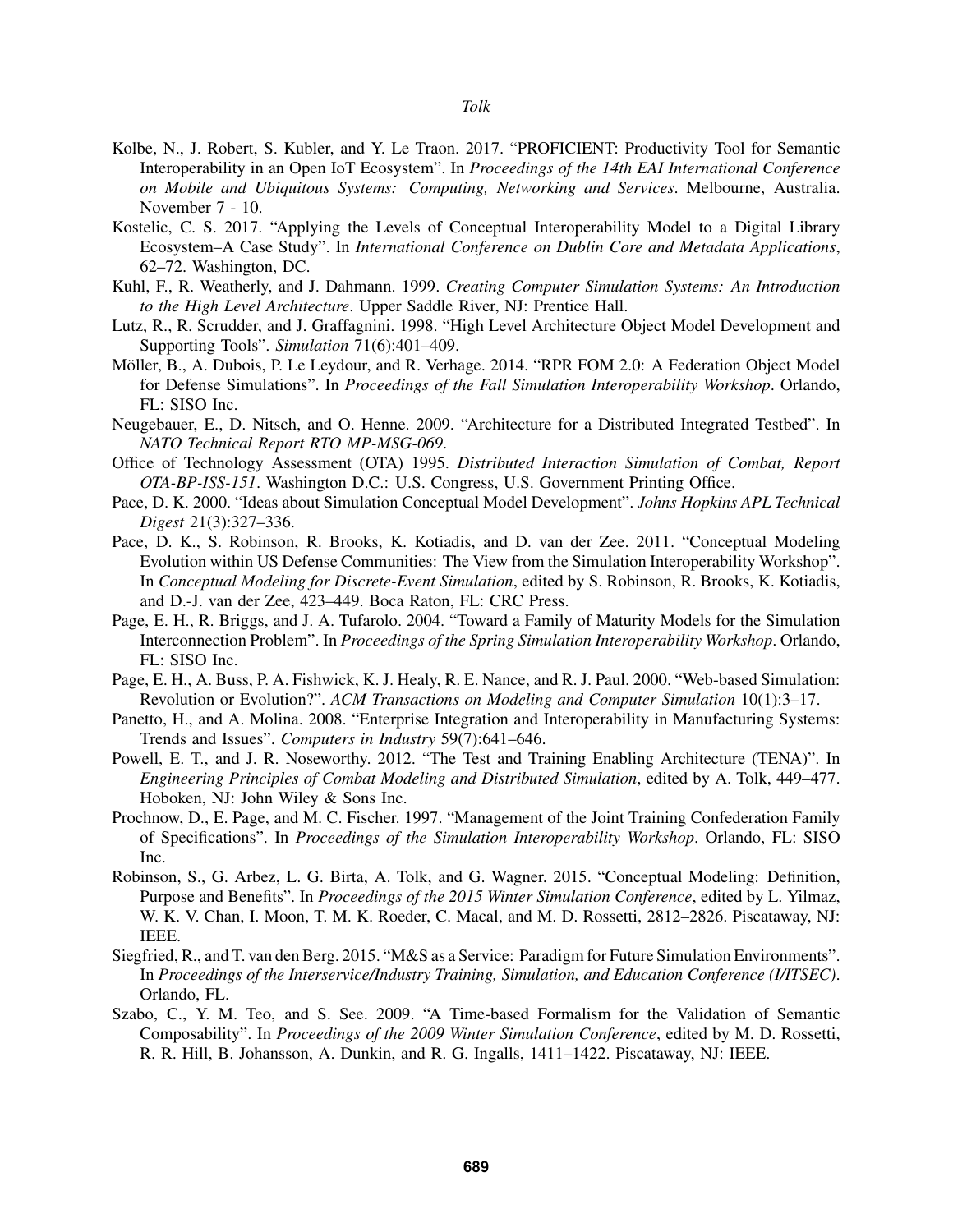Kolbe, N., J. Robert, S. Kubler, and Y. Le Traon. 2017. "PROFICIENT: Productivity Tool for Semantic Interoperability in an Open IoT Ecosystem". In *Proceedings of the 14th EAI International Conference on Mobile and Ubiquitous Systems: Computing, Networking and Services*. Melbourne, Australia. November 7 - 10.

Kostelic, C. S. 2017. "Applying the Levels of Conceptual Interoperability Model to a Digital Library Ecosystem–A Case Study". In *International Conference on Dublin Core and Metadata Applications*, 62–72. Washington, DC.

Kuhl, F., R. Weatherly, and J. Dahmann. 1999. *Creating Computer Simulation Systems: An Introduction to the High Level Architecture*. Upper Saddle River, NJ: Prentice Hall.

Lutz, R., R. Scrudder, and J. Graffagnini. 1998. "High Level Architecture Object Model Development and Supporting Tools". *Simulation* 71(6):401–409.

Möller, B., A. Dubois, P. Le Leydour, and R. Verhage. 2014. "RPR FOM 2.0: A Federation Object Model for Defense Simulations". In *Proceedings of the Fall Simulation Interoperability Workshop*. Orlando, FL: SISO Inc.

Neugebauer, E., D. Nitsch, and O. Henne. 2009. "Architecture for a Distributed Integrated Testbed". In *NATO Technical Report RTO MP-MSG-069*.

Office of Technology Assessment (OTA) 1995. *Distributed Interaction Simulation of Combat, Report OTA-BP-ISS-151*. Washington D.C.: U.S. Congress, U.S. Government Printing Office.

Pace, D. K. 2000. "Ideas about Simulation Conceptual Model Development". *Johns Hopkins APL Technical Digest* 21(3):327–336.

Pace, D. K., S. Robinson, R. Brooks, K. Kotiadis, and D. van der Zee. 2011. "Conceptual Modeling Evolution within US Defense Communities: The View from the Simulation Interoperability Workshop". In *Conceptual Modeling for Discrete-Event Simulation*, edited by S. Robinson, R. Brooks, K. Kotiadis, and D.-J. van der Zee, 423–449. Boca Raton, FL: CRC Press.

Page, E. H., R. Briggs, and J. A. Tufarolo. 2004. "Toward a Family of Maturity Models for the Simulation Interconnection Problem". In *Proceedings of the Spring Simulation Interoperability Workshop*. Orlando, FL: SISO Inc.

Page, E. H., A. Buss, P. A. Fishwick, K. J. Healy, R. E. Nance, and R. J. Paul. 2000. "Web-based Simulation: Revolution or Evolution?". *ACM Transactions on Modeling and Computer Simulation* 10(1):3–17.

Panetto, H., and A. Molina. 2008. "Enterprise Integration and Interoperability in Manufacturing Systems: Trends and Issues". *Computers in Industry* 59(7):641–646.

Powell, E. T., and J. R. Noseworthy. 2012. "The Test and Training Enabling Architecture (TENA)". In *Engineering Principles of Combat Modeling and Distributed Simulation*, edited by A. Tolk, 449–477. Hoboken, NJ: John Wiley & Sons Inc.

Prochnow, D., E. Page, and M. C. Fischer. 1997. "Management of the Joint Training Confederation Family of Specifications". In *Proceedings of the Simulation Interoperability Workshop*. Orlando, FL: SISO Inc.

Robinson, S., G. Arbez, L. G. Birta, A. Tolk, and G. Wagner. 2015. "Conceptual Modeling: Definition, Purpose and Benefits". In *Proceedings of the 2015 Winter Simulation Conference*, edited by L. Yilmaz, W. K. V. Chan, I. Moon, T. M. K. Roeder, C. Macal, and M. D. Rossetti, 2812–2826. Piscataway, NJ: IEEE.

Siegfried, R., and T. van den Berg. 2015. "M&S as a Service: Paradigm for Future Simulation Environments". In *Proceedings of the Interservice/Industry Training, Simulation, and Education Conference (I/ITSEC)*. Orlando, FL.

Szabo, C., Y. M. Teo, and S. See. 2009. "A Time-based Formalism for the Validation of Semantic Composability". In *Proceedings of the 2009 Winter Simulation Conference*, edited by M. D. Rossetti, R. R. Hill, B. Johansson, A. Dunkin, and R. G. Ingalls, 1411–1422. Piscataway, NJ: IEEE.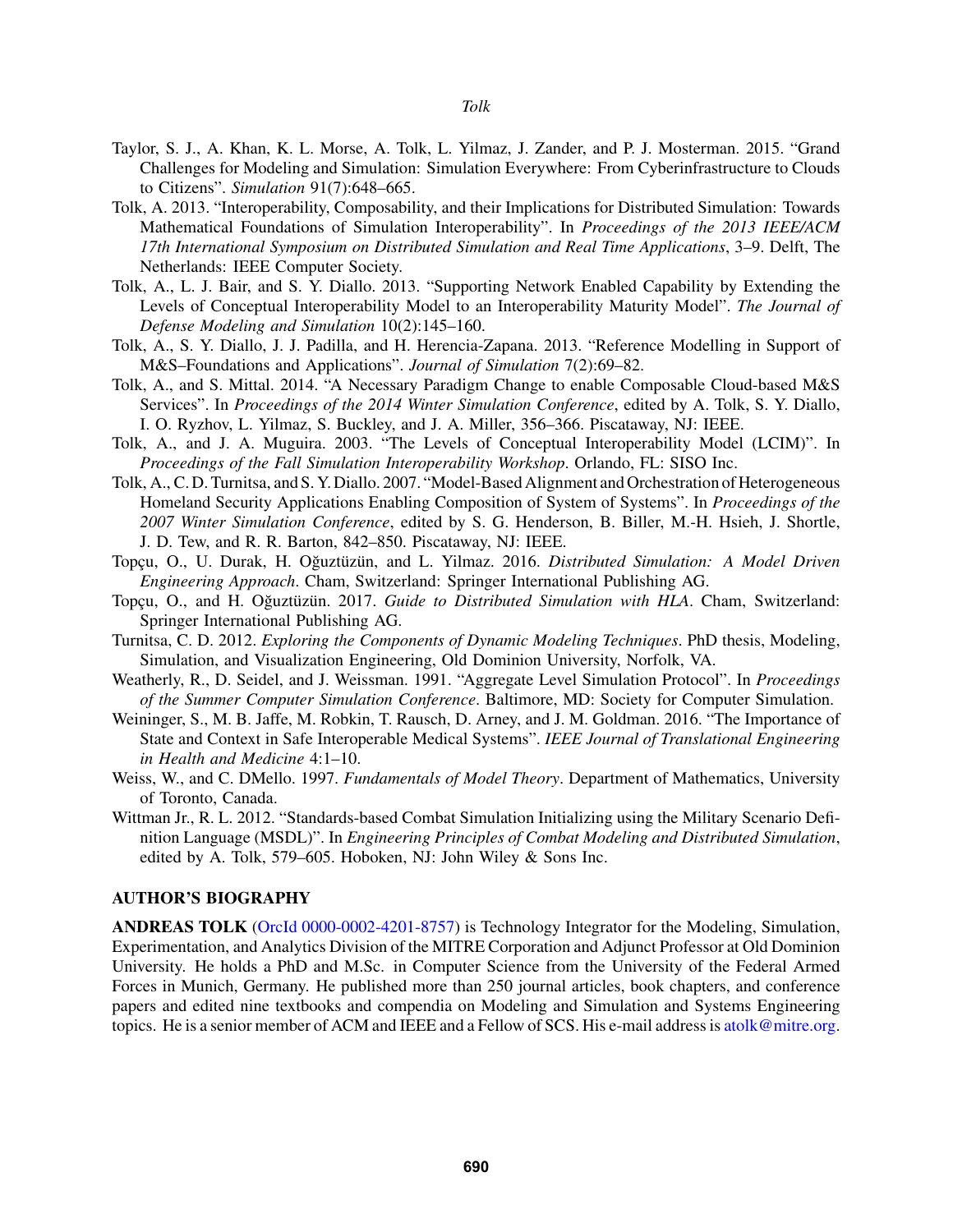Taylor, S. J., A. Khan, K. L. Morse, A. Tolk, L. Yilmaz, J. Zander, and P. J. Mosterman. 2015. "Grand Challenges for Modeling and Simulation: Simulation Everywhere: From Cyberinfrastructure to Clouds to Citizens". *Simulation* 91(7):648–665.

Tolk, A. 2013. "Interoperability, Composability, and their Implications for Distributed Simulation: Towards Mathematical Foundations of Simulation Interoperability". In *Proceedings of the 2013 IEEE/ACM 17th International Symposium on Distributed Simulation and Real Time Applications*, 3–9. Delft, The Netherlands: IEEE Computer Society.

Tolk, A., L. J. Bair, and S. Y. Diallo. 2013. "Supporting Network Enabled Capability by Extending the Levels of Conceptual Interoperability Model to an Interoperability Maturity Model". *The Journal of Defense Modeling and Simulation* 10(2):145–160.

Tolk, A., S. Y. Diallo, J. J. Padilla, and H. Herencia-Zapana. 2013. "Reference Modelling in Support of M&S–Foundations and Applications". *Journal of Simulation* 7(2):69–82.

Tolk, A., and S. Mittal. 2014. "A Necessary Paradigm Change to enable Composable Cloud-based M&S Services". In *Proceedings of the 2014 Winter Simulation Conference*, edited by A. Tolk, S. Y. Diallo, I. O. Ryzhov, L. Yilmaz, S. Buckley, and J. A. Miller, 356–366. Piscataway, NJ: IEEE.

Tolk, A., and J. A. Muguira. 2003. "The Levels of Conceptual Interoperability Model (LCIM)". In *Proceedings of the Fall Simulation Interoperability Workshop*. Orlando, FL: SISO Inc.

Tolk, A., C. D. Turnitsa, and S. Y. Diallo. 2007. "Model-Based Alignment and Orchestration of Heterogeneous Homeland Security Applications Enabling Composition of System of Systems". In *Proceedings of the 2007 Winter Simulation Conference*, edited by S. G. Henderson, B. Biller, M.-H. Hsieh, J. Shortle, J. D. Tew, and R. R. Barton, 842–850. Piscataway, NJ: IEEE.

Topçu, O., U. Durak, H. Oğuztüzün, and L. Yilmaz. 2016. *Distributed Simulation: A Model Driven Engineering Approach*. Cham, Switzerland: Springer International Publishing AG.

Topçu, O., and H. Oğuztüzün. 2017. *Guide to Distributed Simulation with HLA*. Cham, Switzerland: Springer International Publishing AG.

Turnitsa, C. D. 2012. *Exploring the Components of Dynamic Modeling Techniques*. PhD thesis, Modeling, Simulation, and Visualization Engineering, Old Dominion University, Norfolk, VA.

Weatherly, R., D. Seidel, and J. Weissman. 1991. "Aggregate Level Simulation Protocol". In *Proceedings of the Summer Computer Simulation Conference*. Baltimore, MD: Society for Computer Simulation.

Weininger, S., M. B. Jaffe, M. Robkin, T. Rausch, D. Arney, and J. M. Goldman. 2016. "The Importance of State and Context in Safe Interoperable Medical Systems". *IEEE Journal of Translational Engineering in Health and Medicine* 4:1–10.

Weiss, W., and C. DMello. 1997. *Fundamentals of Model Theory*. Department of Mathematics, University of Toronto, Canada.

Wittman Jr., R. L. 2012. "Standards-based Combat Simulation Initializing using the Military Scenario Definition Language (MSDL)". In *Engineering Principles of Combat Modeling and Distributed Simulation*, edited by A. Tolk, 579–605. Hoboken, NJ: John Wiley & Sons Inc.

## AUTHOR'S BIOGRAPHY

**ANDREAS TOLK** (OrcId 0000-0002-4201-8757) is Technology Integrator for the Modeling, Simulation, Experimentation, and Analytics Division of the MITRE Corporation and Adjunct Professor at Old Dominion University. He holds a PhD and M.Sc. in Computer Science from the University of the Federal Armed Forces in Munich, Germany. He published more than 250 journal articles, book chapters, and conference papers and edited nine textbooks and compendia on Modeling and Simulation and Systems Engineering topics. He is a senior member of ACM and IEEE and a Fellow of SCS. His e-mail address is atolk@mitre.org.